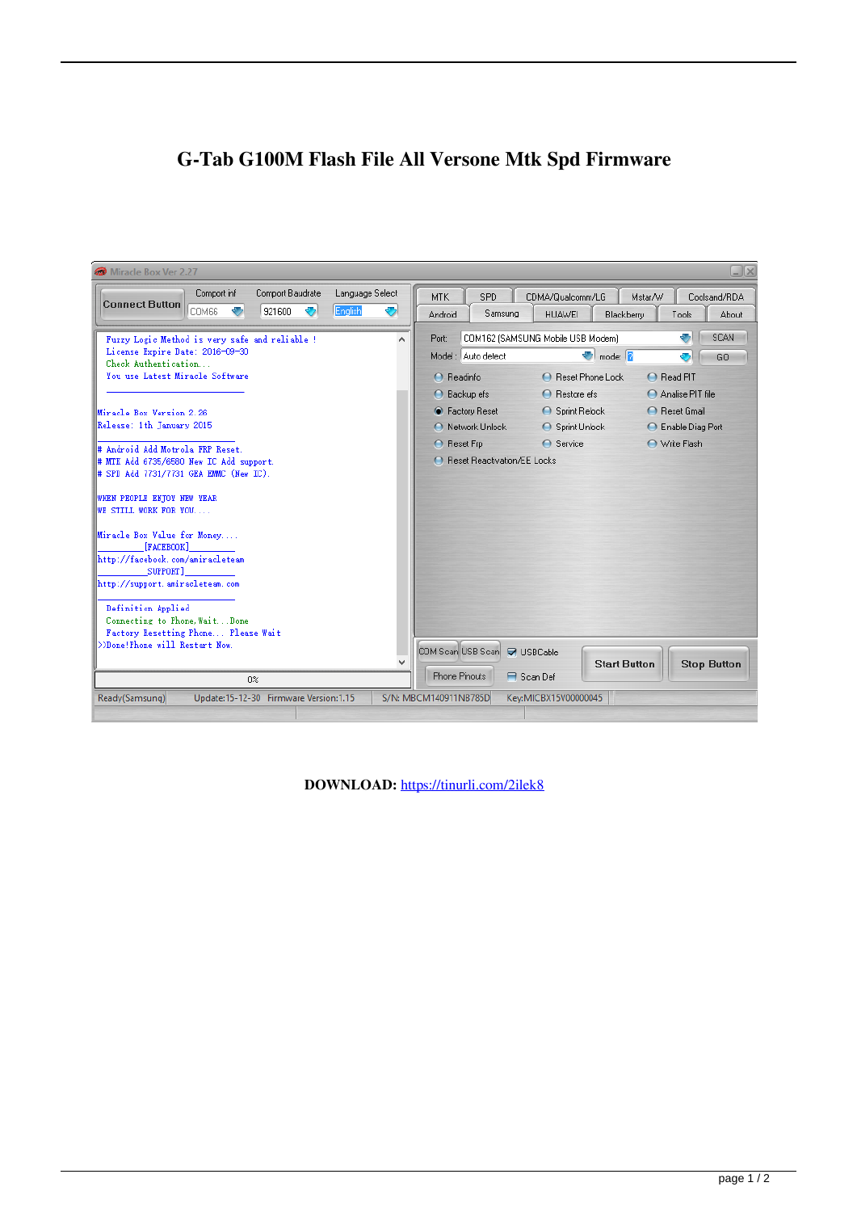# G-Tab G100M Flash File All Versone Mtk Spd Firmware

**DOWNLOAD:** https://tinurli.com/2ilek8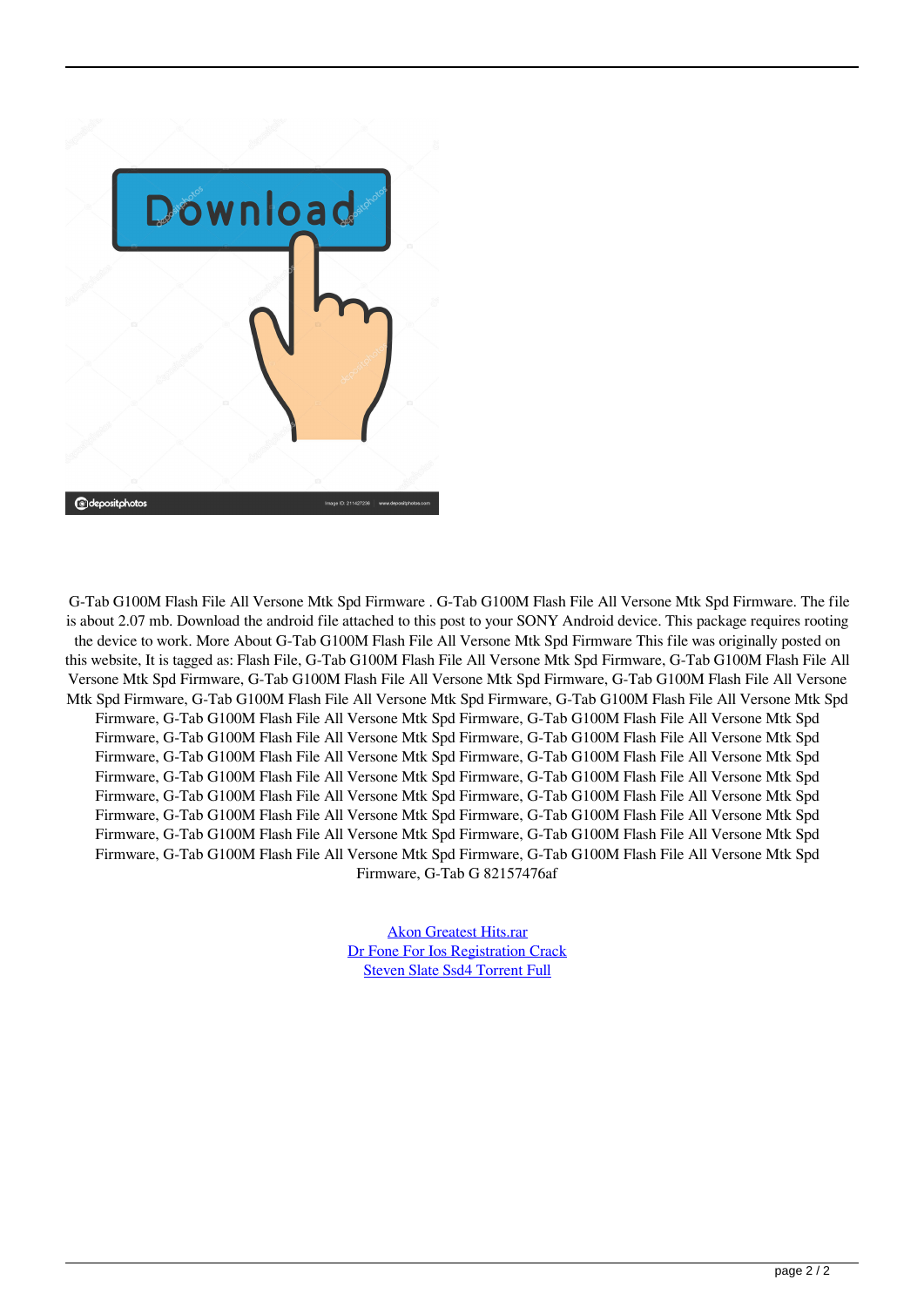G-Tab G100M Flash File All Versone Mtk Spd Firmware . G-Tab G100M Flash File All Versone Mtk Spd Firmware. The file is about 2.07 mb. Download the android file attached to this post to your SONY Android device. This package requires rooting the device to work. More About G-Tab G100M Flash File All Versone Mtk Spd Firmware This file was originally posted on this website, It is tagged as: Flash File, G-Tab G100M Flash File All Versone Mtk Spd Firmware, G-Tab G100M Flash File All Versone Mtk Spd Firmware, G-Tab G100M Flash File All Versone Mtk Spd Firmware, G-Tab G100M Flash File All Versone Mtk Spd Firmware, G-Tab G100M Flash File All Versone Mtk Spd Firmware, G-Tab G100M Flash File All Versone Mtk Spd Firmware, G-Tab G100M Flash File All Versone Mtk Spd Firmware, G-Tab G100M Flash File All Versone Mtk Spd Firmware, G-Tab G100M Flash File All Versone Mtk Spd Firmware, G-Tab G100M Flash File All Versone Mtk Spd Firmware, G-Tab G100M Flash File All Versone Mtk Spd Firmware, G-Tab G100M Flash File All Versone Mtk Spd Firmware, G-Tab G100M Flash File All Versone Mtk Spd Firmware, G-Tab G100M Flash File All Versone Mtk Spd Firmware, G-Tab G100M Flash File All Versone Mtk Spd Firmware, G-Tab G100M Flash File All Versone Mtk Spd Firmware, G-Tab G100M Flash File All Versone Mtk Spd Firmware, G-Tab G100M Flash File All Versone Mtk Spd Firmware, G-Tab G100M Flash File All Versone Mtk Spd Firmware, G-Tab G100M Flash File All Versone Mtk Spd Firmware, G-Tab G 82157476af

Akon Greatest Hits.rar
Dr Fone For Ios Registration Crack
Steven Slate Ssd4 Torrent Full